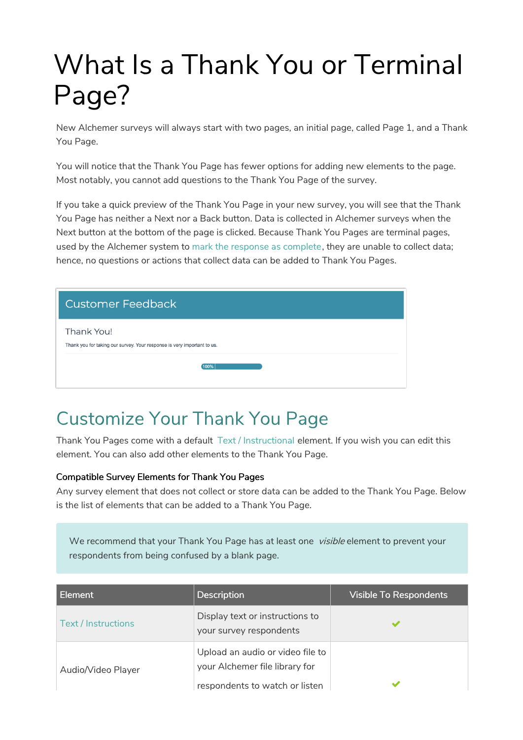# What Is a Thank You or Terminal Page?

New Alchemer surveys will always start with two pages, an initial page, called Page 1, and a Thank You Page.

You will notice that the Thank You Page has fewer options for adding new elements to the page. Most notably, you cannot add questions to the Thank You Page of the survey.

If you take a quick preview of the Thank You Page in your new survey, you will see that the Thank You Page has neither a Next nor a Back button. Data is collected in Alchemer surveys when the Next button at the bottom of the page is clicked. Because Thank You Pages are terminal pages, used by the Alchemer system to mark the response as complete, they are unable to collect data; hence, no questions or actions that collect data can be added to Thank You Pages.

Customer Feedback

Thank You!

Thank you for taking our survey. Your response is very important to us.

100%

## Customize Your Thank You Page

Thank You Pages come with a default Text / Instructional element. If you wish you can edit this element. You can also add other elements to the Thank You Page.

### Compatible Survey Elements for Thank You Pages

Any survey element that does not collect or store data can be added to the Thank You Page. Below is the list of elements that can be added to a Thank You Page.

> We recommend that your Thank You Page has at least one *visible* element to prevent your respondents from being confused by a blank page.

| Element | Description | Visible To Respondents |
|---|---|---|
| Text / Instructions | Display text or instructions to your survey respondents | ✔ |
| Audio/Video Player | Upload an audio or video file to your Alchemer file library for respondents to watch or listen | ✔ |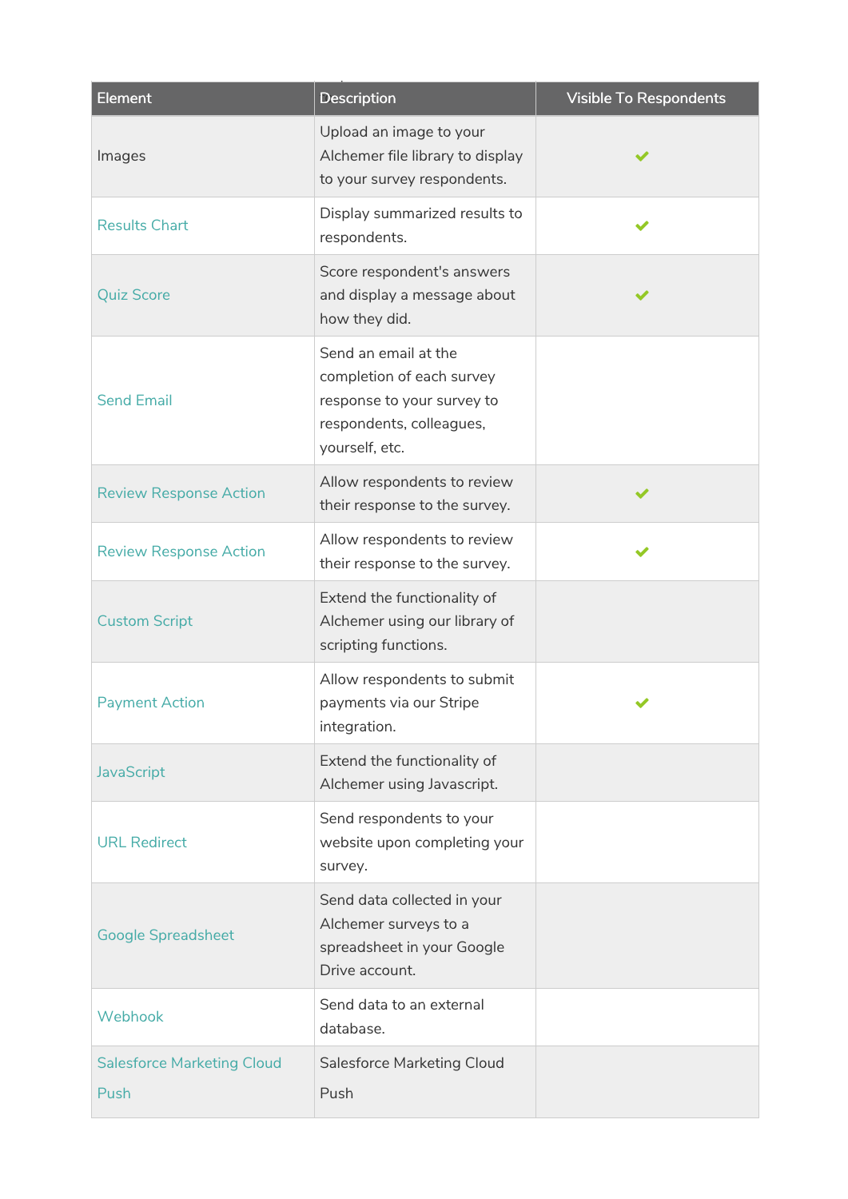| Element | Description | Visible To Respondents |
| --- | --- | --- |
| Images | Upload an image to your Alchemer file library to display to your survey respondents. | ✔ |
| Results Chart | Display summarized results to respondents. | ✔ |
| Quiz Score | Score respondent's answers and display a message about how they did. | ✔ |
| Send Email | Send an email at the completion of each survey response to your survey to respondents, colleagues, yourself, etc. | |
| Review Response Action | Allow respondents to review their response to the survey. | ✔ |
| Review Response Action | Allow respondents to review their response to the survey. | ✔ |
| Custom Script | Extend the functionality of Alchemer using our library of scripting functions. | |
| Payment Action | Allow respondents to submit payments via our Stripe integration. | ✔ |
| JavaScript | Extend the functionality of Alchemer using Javascript. | |
| URL Redirect | Send respondents to your website upon completing your survey. | |
| Google Spreadsheet | Send data collected in your Alchemer surveys to a spreadsheet in your Google Drive account. | |
| Webhook | Send data to an external database. | |
| Salesforce Marketing Cloud Push | Salesforce Marketing Cloud Push | |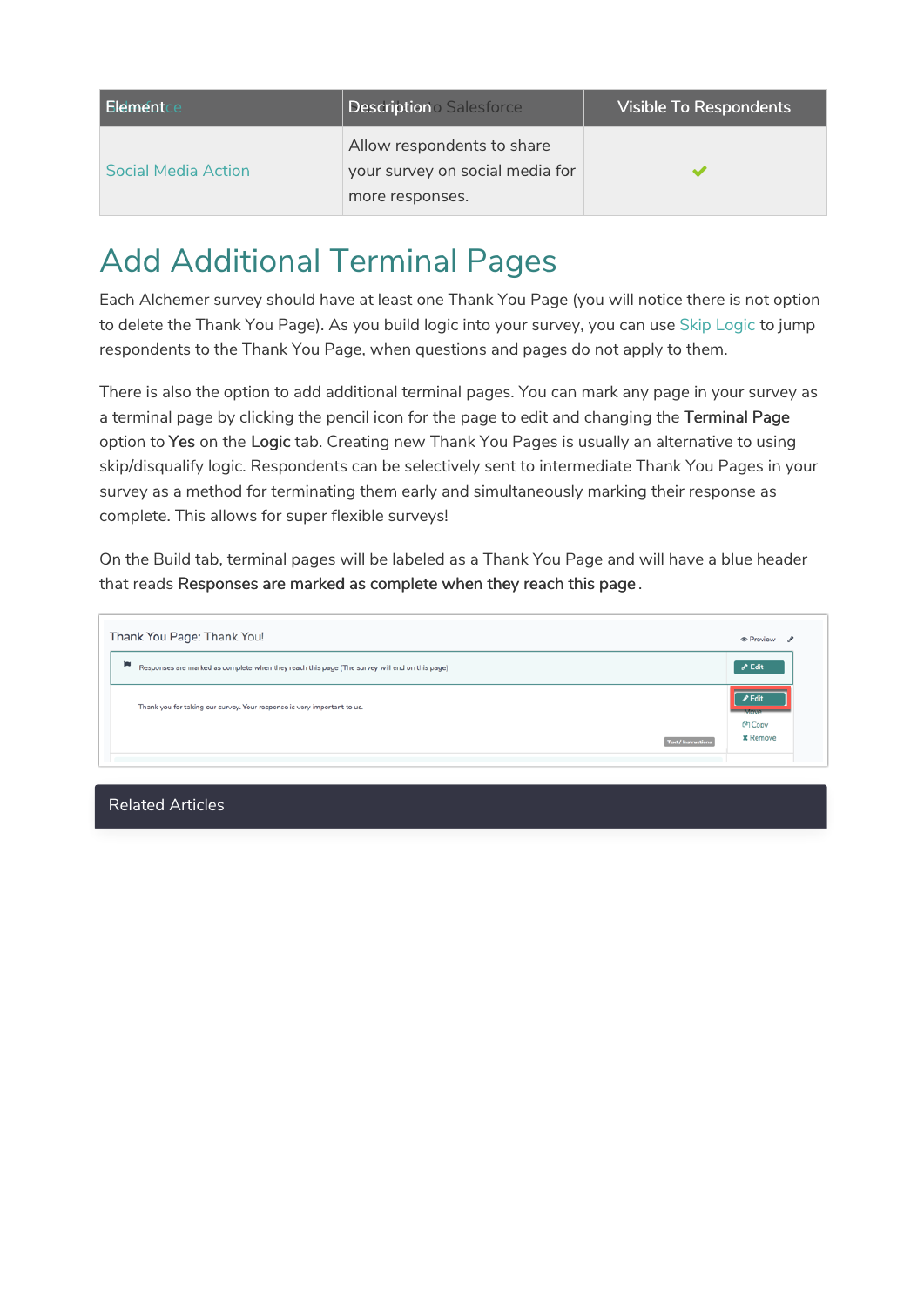| Element | Description | Visible To Respondents |
| --- | --- | --- |
| Social Media Action | Allow respondents to share your survey on social media for more responses. | ✔ |

## Add Additional Terminal Pages

Each Alchemer survey should have at least one Thank You Page (you will notice there is not option to delete the Thank You Page). As you build logic into your survey, you can use Skip Logic to jump respondents to the Thank You Page, when questions and pages do not apply to them.

There is also the option to add additional terminal pages. You can mark any page in your survey as a terminal page by clicking the pencil icon for the page to edit and changing the **Terminal Page** option to **Yes** on the **Logic** tab. Creating new Thank You Pages is usually an alternative to using skip/disqualify logic. Respondents can be selectively sent to intermediate Thank You Pages in your survey as a method for terminating them early and simultaneously marking their response as complete. This allows for super flexible surveys!

On the Build tab, terminal pages will be labeled as a Thank You Page and will have a blue header that reads **Responses are marked as complete when they reach this page**.

Thank You Page: Thank You!

Preview

Responses are marked as complete when they reach this page (The survey will end on this page)

Edit

Thank you for taking our survey. Your response is very important to us.

Edit

Move

Copy

Remove

Text / Instructions

Related Articles